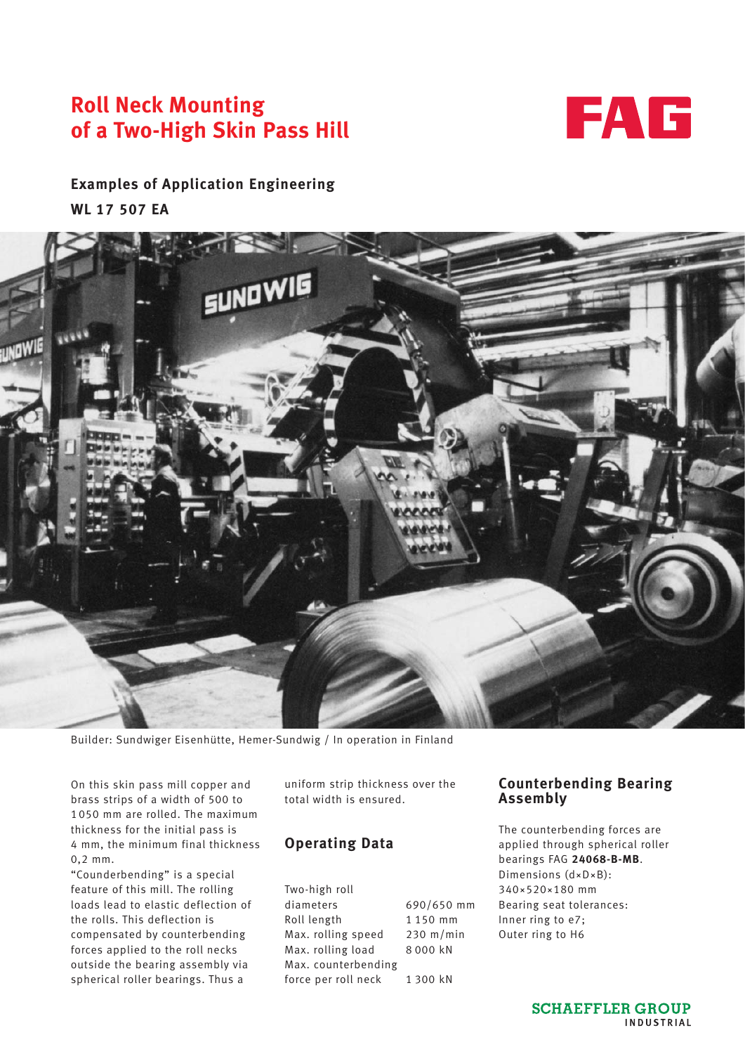# Roll Neck Mounting of a Two-High Skin Pass Hill

FAG

**Examples of Application Engineering**

**WL 17 507 EA**

Builder: Sundwiger Eisenhütte, Hemer-Sundwig / In operation in Finland

On this skin pass mill copper and brass strips of a width of 500 to 1 050 mm are rolled. The maximum thickness for the initial pass is 4 mm, the minimum final thickness 0,2 mm.

"Counderbending" is a special feature of this mill. The rolling loads lead to elastic deflection of the rolls. This deflection is compensated by counterbending forces applied to the roll necks outside the bearing assembly via spherical roller bearings. Thus a uniform strip thickness over the total width is ensured.

## Operating Data

| | |
|---|---|
| Two-high roll diameters | 690/650 mm |
| Roll length | 1 150 mm |
| Max. rolling speed | 230 m/min |
| Max. rolling load | 8 000 kN |
| Max. counterbending force per roll neck | 1 300 kN |

## Counterbending Bearing Assembly

The counterbending forces are applied through spherical roller bearings FAG **24068-B-MB**. Dimensions (d×D×B): 340×520×180 mm

Bearing seat tolerances:
Inner ring to e7;
Outer ring to H6

SCHAEFFLER GROUP INDUSTRIAL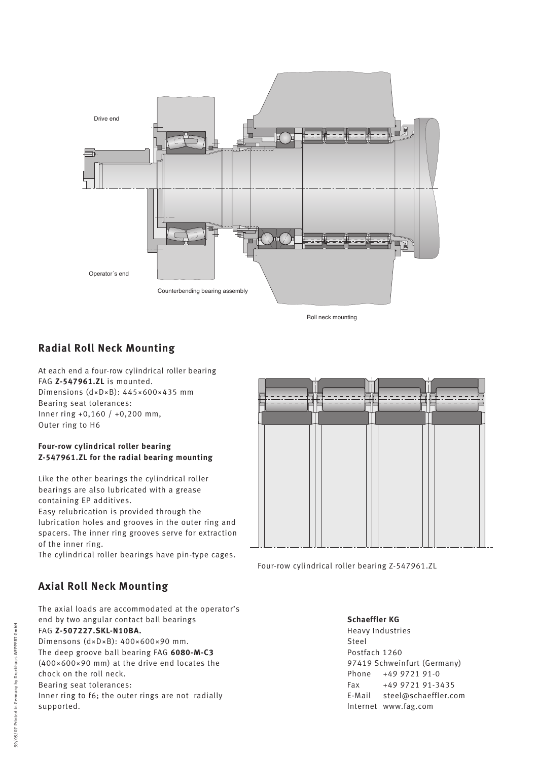Drive end

Operator´s end

Counterbending bearing assembly

Roll neck mounting

## Radial Roll Neck Mounting

At each end a four-row cylindrical roller bearing FAG **Z-547961.ZL** is mounted.
Dimensions (d×D×B): 445×600×435 mm
Bearing seat tolerances:
Inner ring +0,160 / +0,200 mm,
Outer ring to H6

**Four-row cylindrical roller bearing Z-547961.ZL for the radial bearing mounting**

Like the other bearings the cylindrical roller bearings are also lubricated with a grease containing EP additives.
Easy relubrication is provided through the lubrication holes and grooves in the outer ring and spacers. The inner ring grooves serve for extraction of the inner ring.
The cylindrical roller bearings have pin-type cages.

Four-row cylindrical roller bearing Z-547961.ZL

## Axial Roll Neck Mounting

The axial loads are accommodated at the operator's end by two angular contact ball bearings FAG **Z-507227.SKL-N10BA.**
Dimensons (d×D×B): 400×600×90 mm.
The deep groove ball bearing FAG **6080-M-C3** (400×600×90 mm) at the drive end locates the chock on the roll neck.
Bearing seat tolerances:
Inner ring to f6; the outer rings are not radially supported.

**Schaeffler KG**
Heavy Industries
Steel
Postfach 1260
97419 Schweinfurt (Germany)
Phone +49 9721 91-0
Fax +49 9721 91-3435
E-Mail steel@schaeffler.com
Internet www.fag.com

99/05/07 Printed in Germany by Druckhaus WEPPERT GmbH